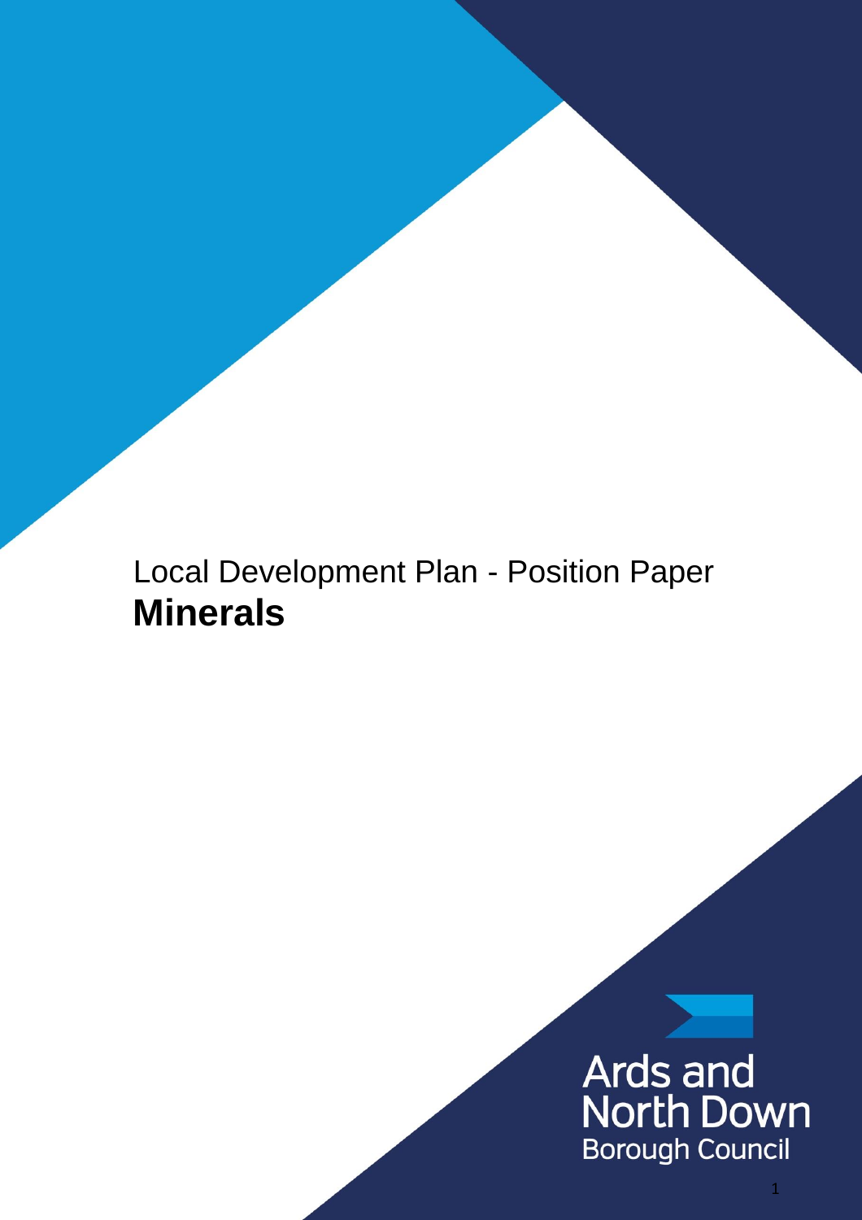Local Development Plan - Position Paper

# Minerals

Ards and North Down Borough Council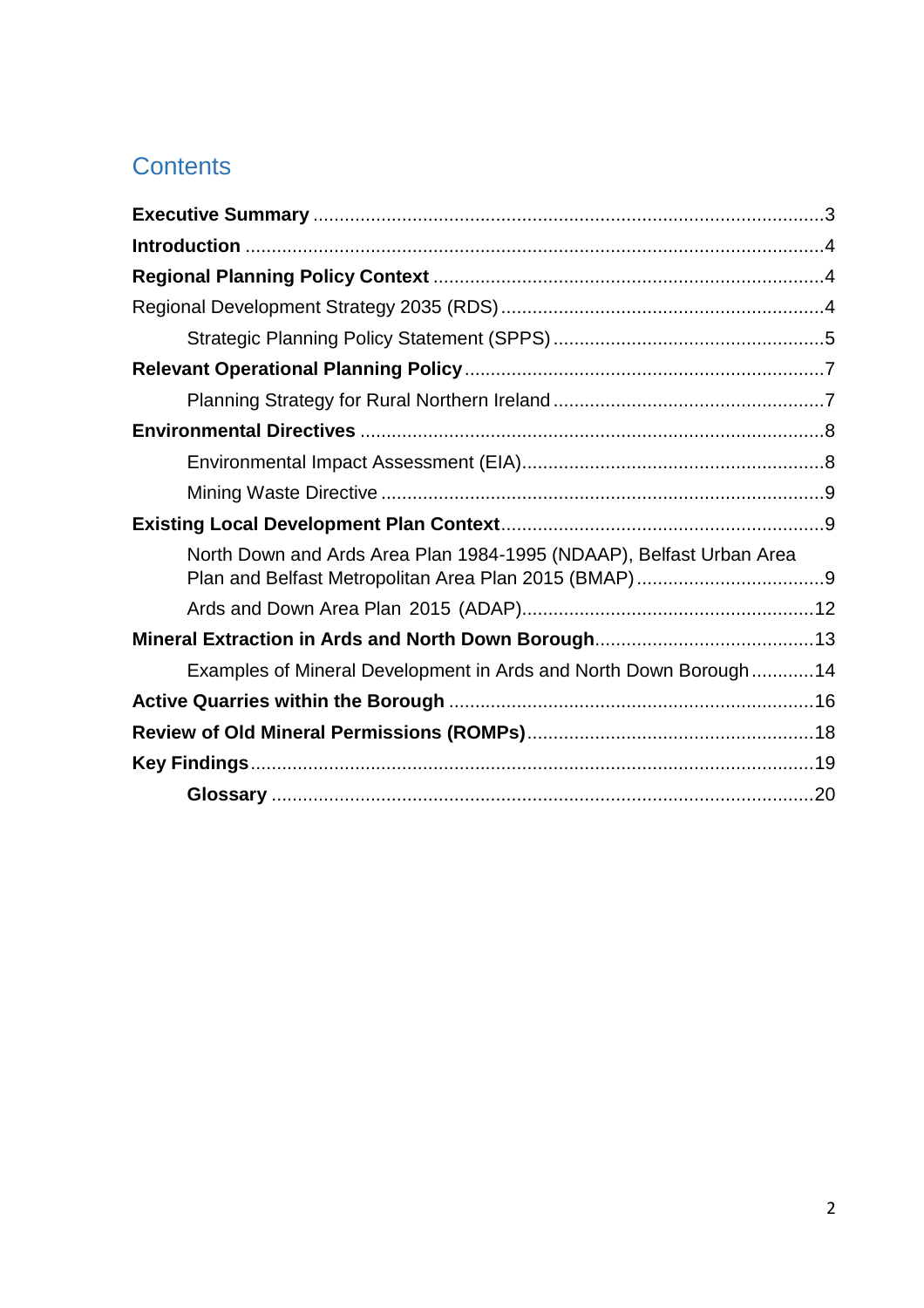# Contents

**Executive Summary** .................................................................................... 3

**Introduction** .............................................................................................. 4

**Regional Planning Policy Context** ........................................................... 4

Regional Development Strategy 2035 (RDS) ................................................ 4

Strategic Planning Policy Statement (SPPS) .................................................. 5

**Relevant Operational Planning Policy** ..................................................... 7

Planning Strategy for Rural Northern Ireland ................................................. 7

**Environmental Directives** .......................................................................... 8

Environmental Impact Assessment (EIA) ........................................................ 8

Mining Waste Directive .................................................................................... 9

**Existing Local Development Plan Context** ............................................... 9

North Down and Ards Area Plan 1984-1995 (NDAAP), Belfast Urban Area Plan and Belfast Metropolitan Area Plan 2015 (BMAP) .................................... 9

Ards and Down Area Plan 2015 (ADAP) ........................................................ 12

**Mineral Extraction in Ards and North Down Borough** ............................. 13

Examples of Mineral Development in Ards and North Down Borough ............ 14

**Active Quarries within the Borough** ........................................................ 16

**Review of Old Mineral Permissions (ROMPs)** ......................................... 18

**Key Findings** ............................................................................................ 19

**Glossary** ................................................................................................... 20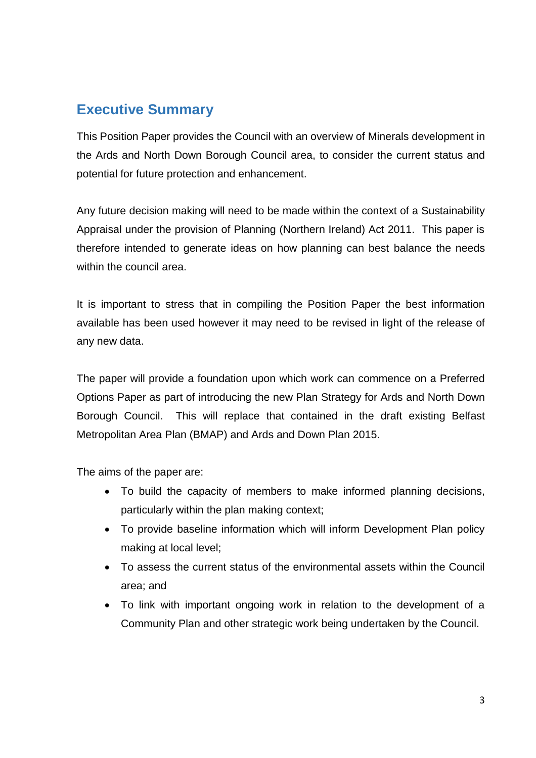## Executive Summary

This Position Paper provides the Council with an overview of Minerals development in the Ards and North Down Borough Council area, to consider the current status and potential for future protection and enhancement.

Any future decision making will need to be made within the context of a Sustainability Appraisal under the provision of Planning (Northern Ireland) Act 2011. This paper is therefore intended to generate ideas on how planning can best balance the needs within the council area.

It is important to stress that in compiling the Position Paper the best information available has been used however it may need to be revised in light of the release of any new data.

The paper will provide a foundation upon which work can commence on a Preferred Options Paper as part of introducing the new Plan Strategy for Ards and North Down Borough Council. This will replace that contained in the draft existing Belfast Metropolitan Area Plan (BMAP) and Ards and Down Plan 2015.

The aims of the paper are:

- To build the capacity of members to make informed planning decisions, particularly within the plan making context;
- To provide baseline information which will inform Development Plan policy making at local level;
- To assess the current status of the environmental assets within the Council area; and
- To link with important ongoing work in relation to the development of a Community Plan and other strategic work being undertaken by the Council.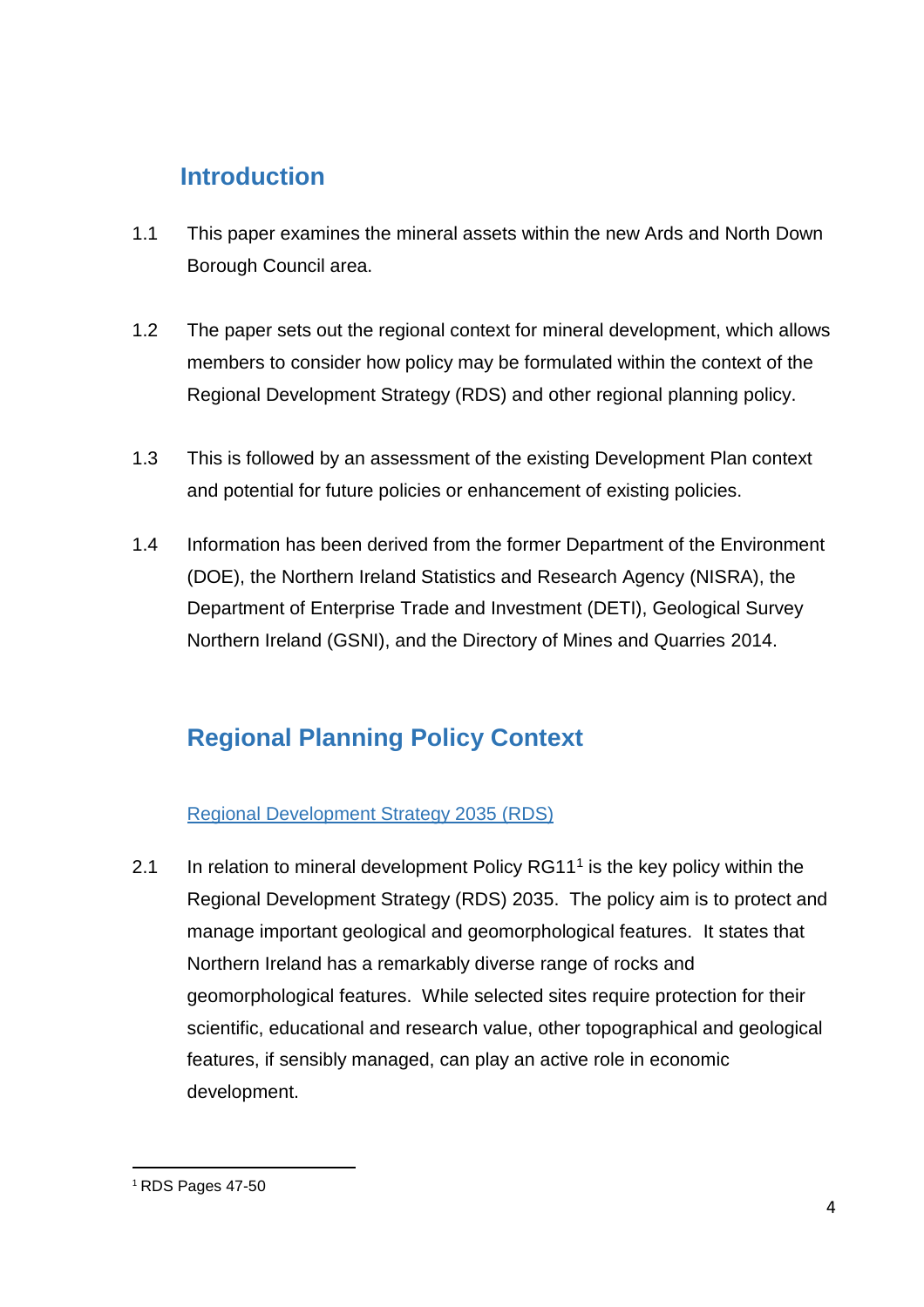## Introduction

1.1 This paper examines the mineral assets within the new Ards and North Down Borough Council area.

1.2 The paper sets out the regional context for mineral development, which allows members to consider how policy may be formulated within the context of the Regional Development Strategy (RDS) and other regional planning policy.

1.3 This is followed by an assessment of the existing Development Plan context and potential for future policies or enhancement of existing policies.

1.4 Information has been derived from the former Department of the Environment (DOE), the Northern Ireland Statistics and Research Agency (NISRA), the Department of Enterprise Trade and Investment (DETI), Geological Survey Northern Ireland (GSNI), and the Directory of Mines and Quarries 2014.

## Regional Planning Policy Context

### Regional Development Strategy 2035 (RDS)

2.1 In relation to mineral development Policy RG11[1] is the key policy within the Regional Development Strategy (RDS) 2035. The policy aim is to protect and manage important geological and geomorphological features. It states that Northern Ireland has a remarkably diverse range of rocks and geomorphological features. While selected sites require protection for their scientific, educational and research value, other topographical and geological features, if sensibly managed, can play an active role in economic development.

[1] RDS Pages 47-50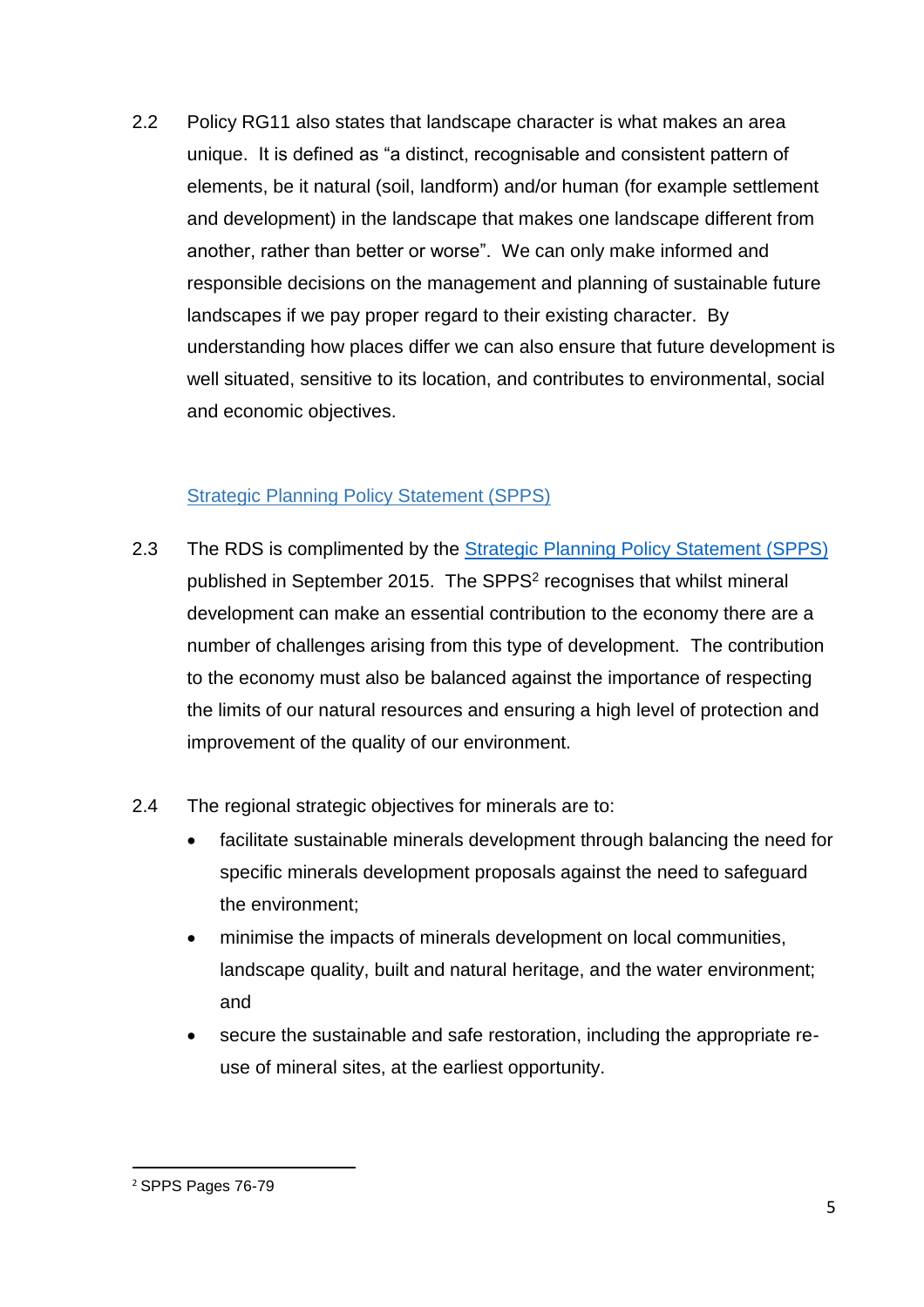2.2 Policy RG11 also states that landscape character is what makes an area unique. It is defined as "a distinct, recognisable and consistent pattern of elements, be it natural (soil, landform) and/or human (for example settlement and development) in the landscape that makes one landscape different from another, rather than better or worse". We can only make informed and responsible decisions on the management and planning of sustainable future landscapes if we pay proper regard to their existing character. By understanding how places differ we can also ensure that future development is well situated, sensitive to its location, and contributes to environmental, social and economic objectives.

### Strategic Planning Policy Statement (SPPS)

2.3 The RDS is complimented by the Strategic Planning Policy Statement (SPPS) published in September 2015. The SPPS[2] recognises that whilst mineral development can make an essential contribution to the economy there are a number of challenges arising from this type of development. The contribution to the economy must also be balanced against the importance of respecting the limits of our natural resources and ensuring a high level of protection and improvement of the quality of our environment.

2.4 The regional strategic objectives for minerals are to:

- facilitate sustainable minerals development through balancing the need for specific minerals development proposals against the need to safeguard the environment;
- minimise the impacts of minerals development on local communities, landscape quality, built and natural heritage, and the water environment; and
- secure the sustainable and safe restoration, including the appropriate re-use of mineral sites, at the earliest opportunity.

[2] SPPS Pages 76-79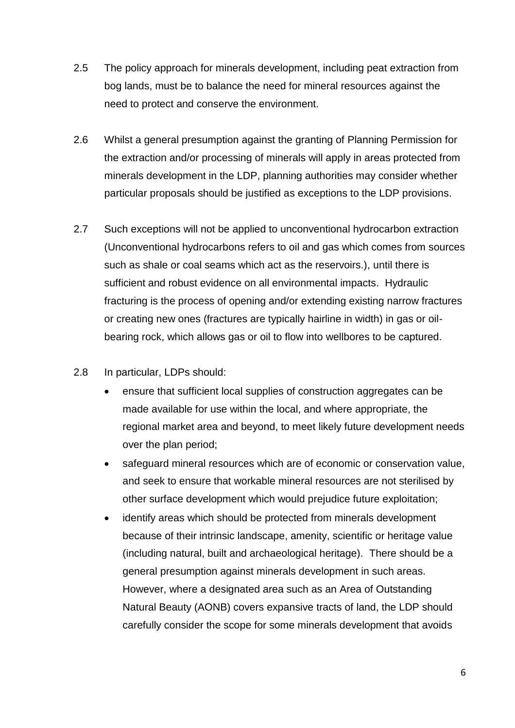2.5 The policy approach for minerals development, including peat extraction from bog lands, must be to balance the need for mineral resources against the need to protect and conserve the environment.

2.6 Whilst a general presumption against the granting of Planning Permission for the extraction and/or processing of minerals will apply in areas protected from minerals development in the LDP, planning authorities may consider whether particular proposals should be justified as exceptions to the LDP provisions.

2.7 Such exceptions will not be applied to unconventional hydrocarbon extraction (Unconventional hydrocarbons refers to oil and gas which comes from sources such as shale or coal seams which act as the reservoirs.), until there is sufficient and robust evidence on all environmental impacts. Hydraulic fracturing is the process of opening and/or extending existing narrow fractures or creating new ones (fractures are typically hairline in width) in gas or oil-bearing rock, which allows gas or oil to flow into wellbores to be captured.

2.8 In particular, LDPs should:

- ensure that sufficient local supplies of construction aggregates can be made available for use within the local, and where appropriate, the regional market area and beyond, to meet likely future development needs over the plan period;
- safeguard mineral resources which are of economic or conservation value, and seek to ensure that workable mineral resources are not sterilised by other surface development which would prejudice future exploitation;
- identify areas which should be protected from minerals development because of their intrinsic landscape, amenity, scientific or heritage value (including natural, built and archaeological heritage). There should be a general presumption against minerals development in such areas. However, where a designated area such as an Area of Outstanding Natural Beauty (AONB) covers expansive tracts of land, the LDP should carefully consider the scope for some minerals development that avoids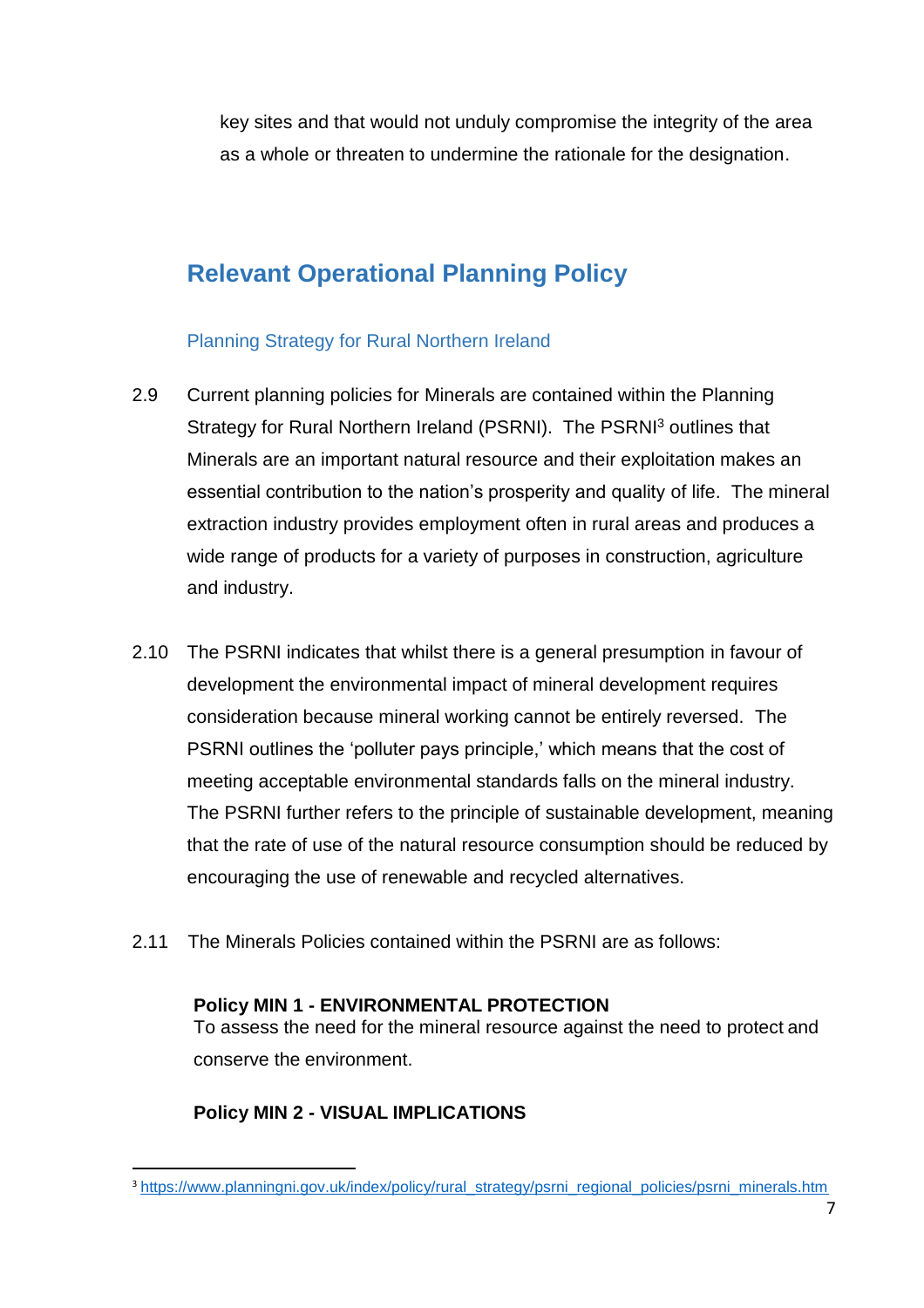key sites and that would not unduly compromise the integrity of the area as a whole or threaten to undermine the rationale for the designation.

## Relevant Operational Planning Policy

### Planning Strategy for Rural Northern Ireland

2.9 Current planning policies for Minerals are contained within the Planning Strategy for Rural Northern Ireland (PSRNI). The PSRNI[3] outlines that Minerals are an important natural resource and their exploitation makes an essential contribution to the nation's prosperity and quality of life. The mineral extraction industry provides employment often in rural areas and produces a wide range of products for a variety of purposes in construction, agriculture and industry.

2.10 The PSRNI indicates that whilst there is a general presumption in favour of development the environmental impact of mineral development requires consideration because mineral working cannot be entirely reversed. The PSRNI outlines the 'polluter pays principle,' which means that the cost of meeting acceptable environmental standards falls on the mineral industry. The PSRNI further refers to the principle of sustainable development, meaning that the rate of use of the natural resource consumption should be reduced by encouraging the use of renewable and recycled alternatives.

2.11 The Minerals Policies contained within the PSRNI are as follows:

**Policy MIN 1 - ENVIRONMENTAL PROTECTION**
To assess the need for the mineral resource against the need to protect and conserve the environment.

**Policy MIN 2 - VISUAL IMPLICATIONS**

---

[3] https://www.planningni.gov.uk/index/policy/rural_strategy/psrni_regional_policies/psrni_minerals.htm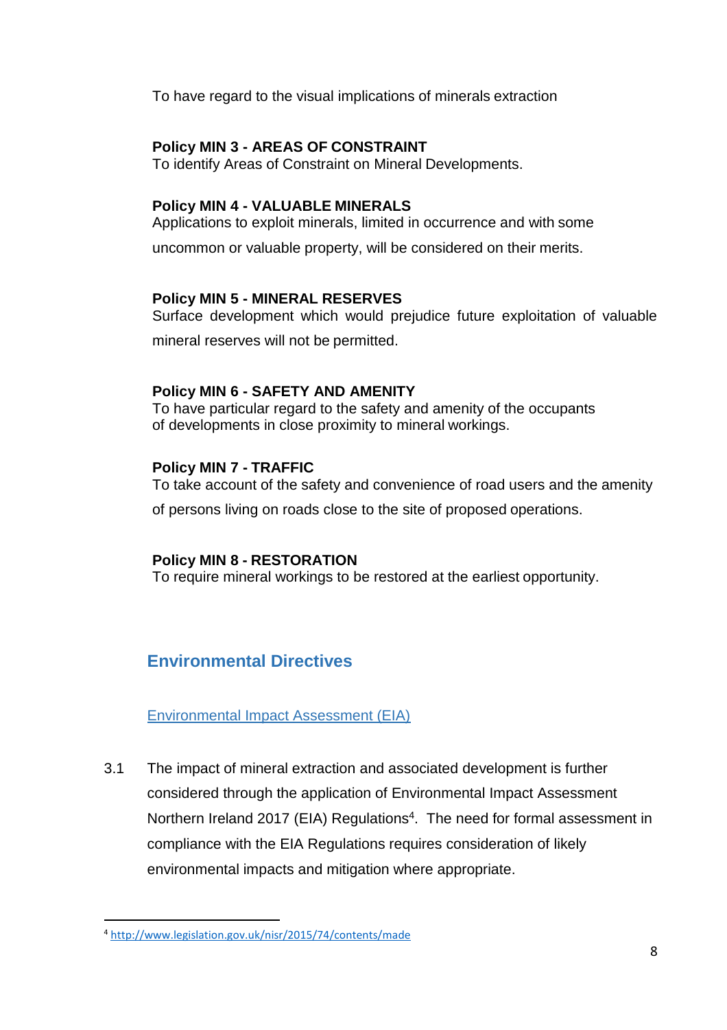To have regard to the visual implications of minerals extraction

**Policy MIN 3 - AREAS OF CONSTRAINT**
To identify Areas of Constraint on Mineral Developments.

**Policy MIN 4 - VALUABLE MINERALS**
Applications to exploit minerals, limited in occurrence and with some uncommon or valuable property, will be considered on their merits.

**Policy MIN 5 - MINERAL RESERVES**
Surface development which would prejudice future exploitation of valuable mineral reserves will not be permitted.

**Policy MIN 6 - SAFETY AND AMENITY**
To have particular regard to the safety and amenity of the occupants of developments in close proximity to mineral workings.

**Policy MIN 7 - TRAFFIC**
To take account of the safety and convenience of road users and the amenity of persons living on roads close to the site of proposed operations.

**Policy MIN 8 - RESTORATION**
To require mineral workings to be restored at the earliest opportunity.

## Environmental Directives

### Environmental Impact Assessment (EIA)

3.1 The impact of mineral extraction and associated development is further considered through the application of Environmental Impact Assessment Northern Ireland 2017 (EIA) Regulations[4]. The need for formal assessment in compliance with the EIA Regulations requires consideration of likely environmental impacts and mitigation where appropriate.

[4] http://www.legislation.gov.uk/nisr/2015/74/contents/made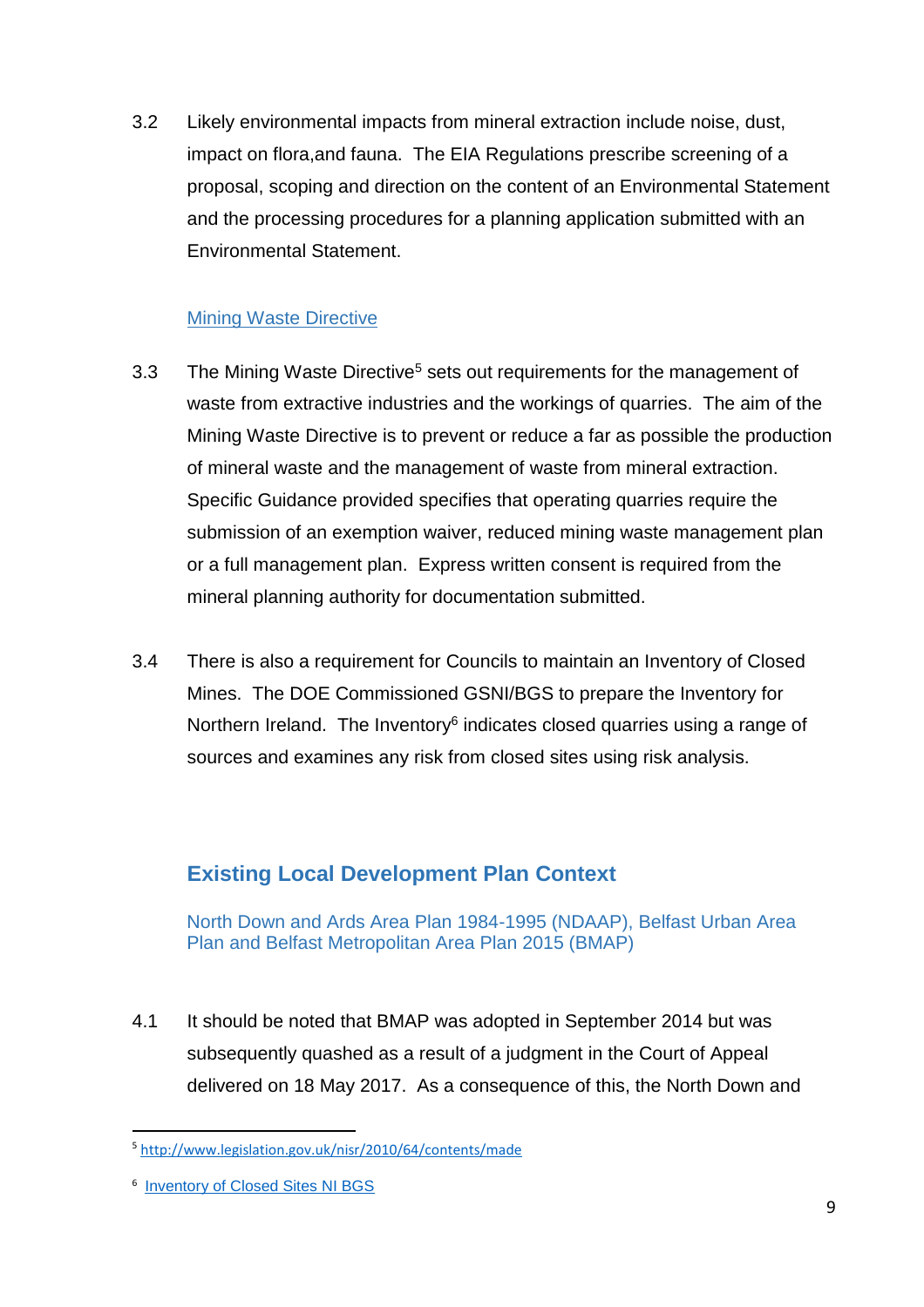3.2 Likely environmental impacts from mineral extraction include noise, dust, impact on flora,and fauna. The EIA Regulations prescribe screening of a proposal, scoping and direction on the content of an Environmental Statement and the processing procedures for a planning application submitted with an Environmental Statement.

### Mining Waste Directive

3.3 The Mining Waste Directive[5] sets out requirements for the management of waste from extractive industries and the workings of quarries. The aim of the Mining Waste Directive is to prevent or reduce a far as possible the production of mineral waste and the management of waste from mineral extraction. Specific Guidance provided specifies that operating quarries require the submission of an exemption waiver, reduced mining waste management plan or a full management plan. Express written consent is required from the mineral planning authority for documentation submitted.

3.4 There is also a requirement for Councils to maintain an Inventory of Closed Mines. The DOE Commissioned GSNI/BGS to prepare the Inventory for Northern Ireland. The Inventory[6] indicates closed quarries using a range of sources and examines any risk from closed sites using risk analysis.

## Existing Local Development Plan Context

### North Down and Ards Area Plan 1984-1995 (NDAAP), Belfast Urban Area Plan and Belfast Metropolitan Area Plan 2015 (BMAP)

4.1 It should be noted that BMAP was adopted in September 2014 but was subsequently quashed as a result of a judgment in the Court of Appeal delivered on 18 May 2017. As a consequence of this, the North Down and

---

[5] http://www.legislation.gov.uk/nisr/2010/64/contents/made

[6] Inventory of Closed Sites NI BGS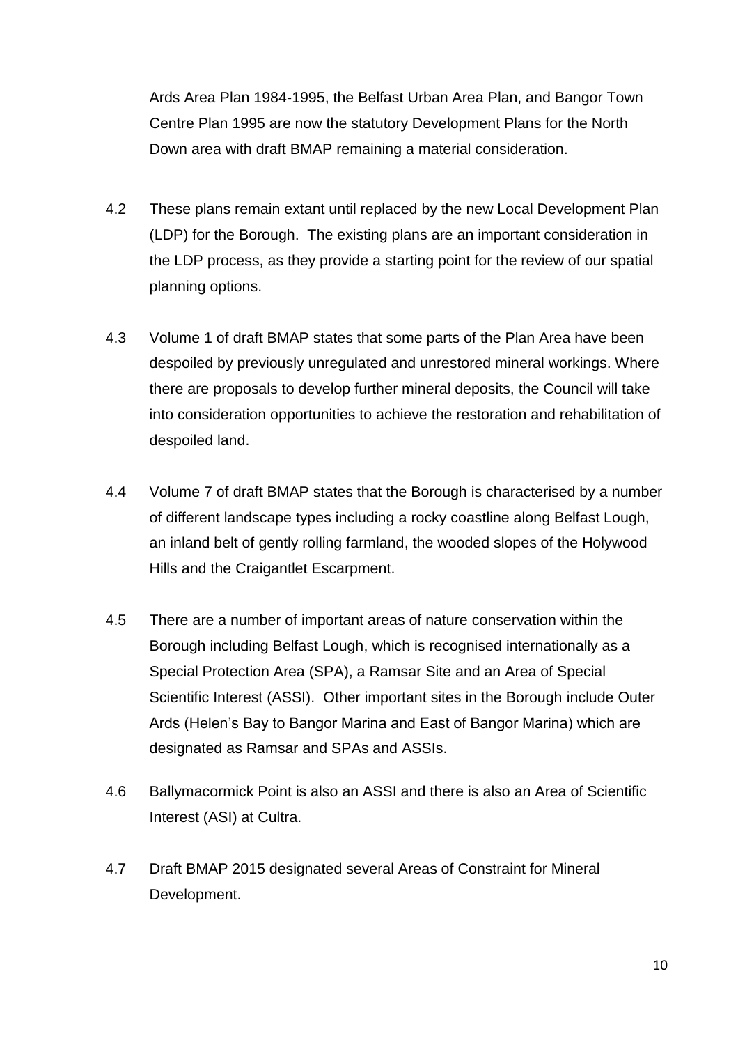Ards Area Plan 1984-1995, the Belfast Urban Area Plan, and Bangor Town Centre Plan 1995 are now the statutory Development Plans for the North Down area with draft BMAP remaining a material consideration.

4.2 These plans remain extant until replaced by the new Local Development Plan (LDP) for the Borough. The existing plans are an important consideration in the LDP process, as they provide a starting point for the review of our spatial planning options.

4.3 Volume 1 of draft BMAP states that some parts of the Plan Area have been despoiled by previously unregulated and unrestored mineral workings. Where there are proposals to develop further mineral deposits, the Council will take into consideration opportunities to achieve the restoration and rehabilitation of despoiled land.

4.4 Volume 7 of draft BMAP states that the Borough is characterised by a number of different landscape types including a rocky coastline along Belfast Lough, an inland belt of gently rolling farmland, the wooded slopes of the Holywood Hills and the Craigantlet Escarpment.

4.5 There are a number of important areas of nature conservation within the Borough including Belfast Lough, which is recognised internationally as a Special Protection Area (SPA), a Ramsar Site and an Area of Special Scientific Interest (ASSI). Other important sites in the Borough include Outer Ards (Helen's Bay to Bangor Marina and East of Bangor Marina) which are designated as Ramsar and SPAs and ASSIs.

4.6 Ballymacormick Point is also an ASSI and there is also an Area of Scientific Interest (ASI) at Cultra.

4.7 Draft BMAP 2015 designated several Areas of Constraint for Mineral Development.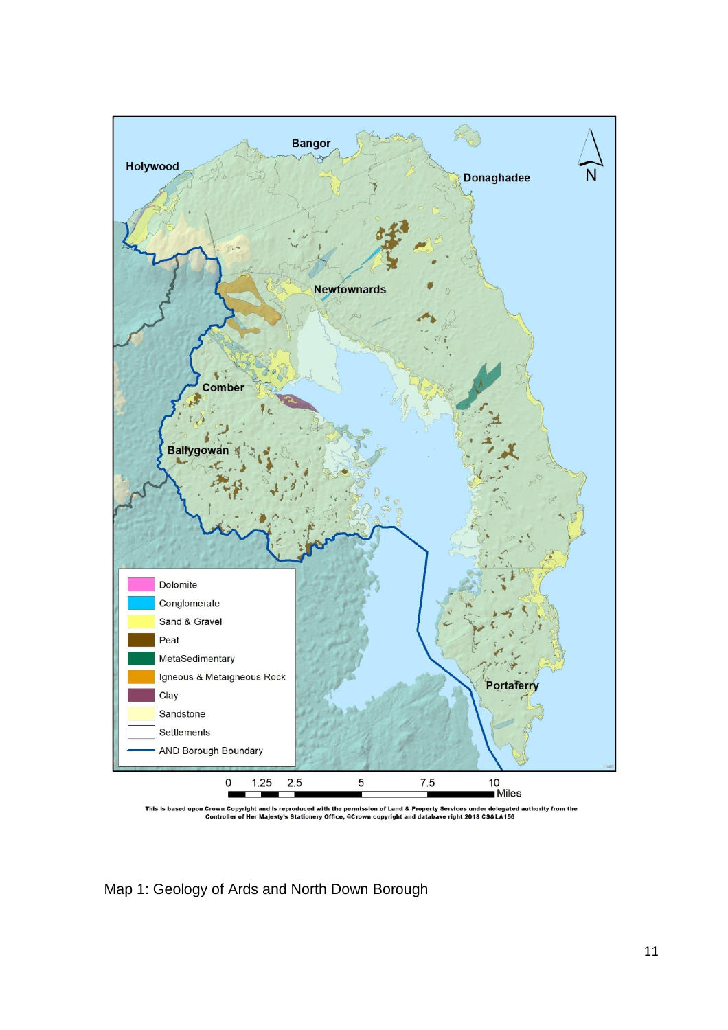This is based upon Crown Copyright and is reproduced with the permission of Land & Property Services under delegated authority from the Controller of Her Majesty's Stationery Office, ©Crown copyright and database right 2018 CS&LA156

Map 1: Geology of Ards and North Down Borough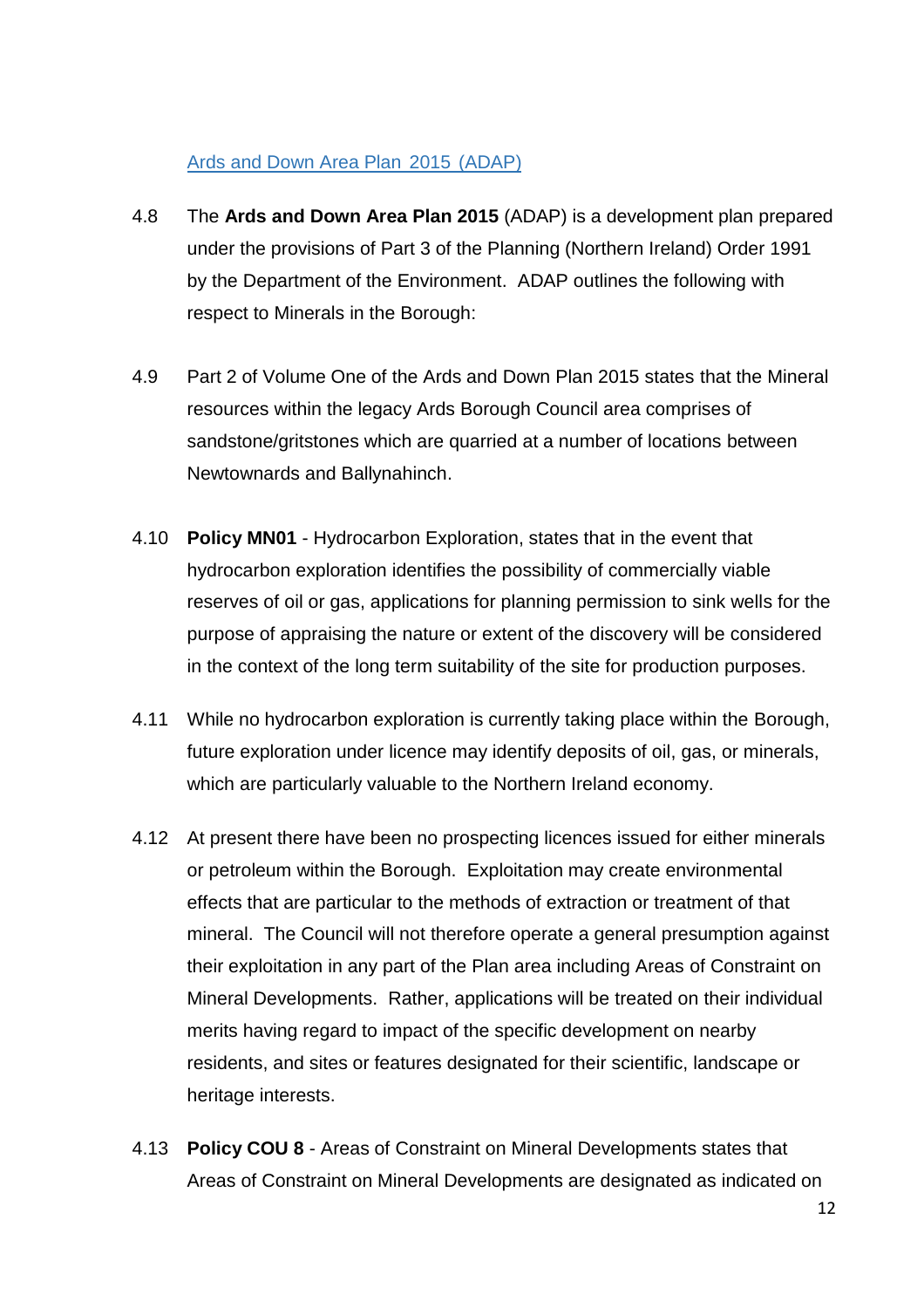### Ards and Down Area Plan 2015 (ADAP)

4.8 The **Ards and Down Area Plan 2015** (ADAP) is a development plan prepared under the provisions of Part 3 of the Planning (Northern Ireland) Order 1991 by the Department of the Environment. ADAP outlines the following with respect to Minerals in the Borough:

4.9 Part 2 of Volume One of the Ards and Down Plan 2015 states that the Mineral resources within the legacy Ards Borough Council area comprises of sandstone/gritstones which are quarried at a number of locations between Newtownards and Ballynahinch.

4.10 **Policy MN01** - Hydrocarbon Exploration, states that in the event that hydrocarbon exploration identifies the possibility of commercially viable reserves of oil or gas, applications for planning permission to sink wells for the purpose of appraising the nature or extent of the discovery will be considered in the context of the long term suitability of the site for production purposes.

4.11 While no hydrocarbon exploration is currently taking place within the Borough, future exploration under licence may identify deposits of oil, gas, or minerals, which are particularly valuable to the Northern Ireland economy.

4.12 At present there have been no prospecting licences issued for either minerals or petroleum within the Borough. Exploitation may create environmental effects that are particular to the methods of extraction or treatment of that mineral. The Council will not therefore operate a general presumption against their exploitation in any part of the Plan area including Areas of Constraint on Mineral Developments. Rather, applications will be treated on their individual merits having regard to impact of the specific development on nearby residents, and sites or features designated for their scientific, landscape or heritage interests.

4.13 **Policy COU 8** - Areas of Constraint on Mineral Developments states that Areas of Constraint on Mineral Developments are designated as indicated on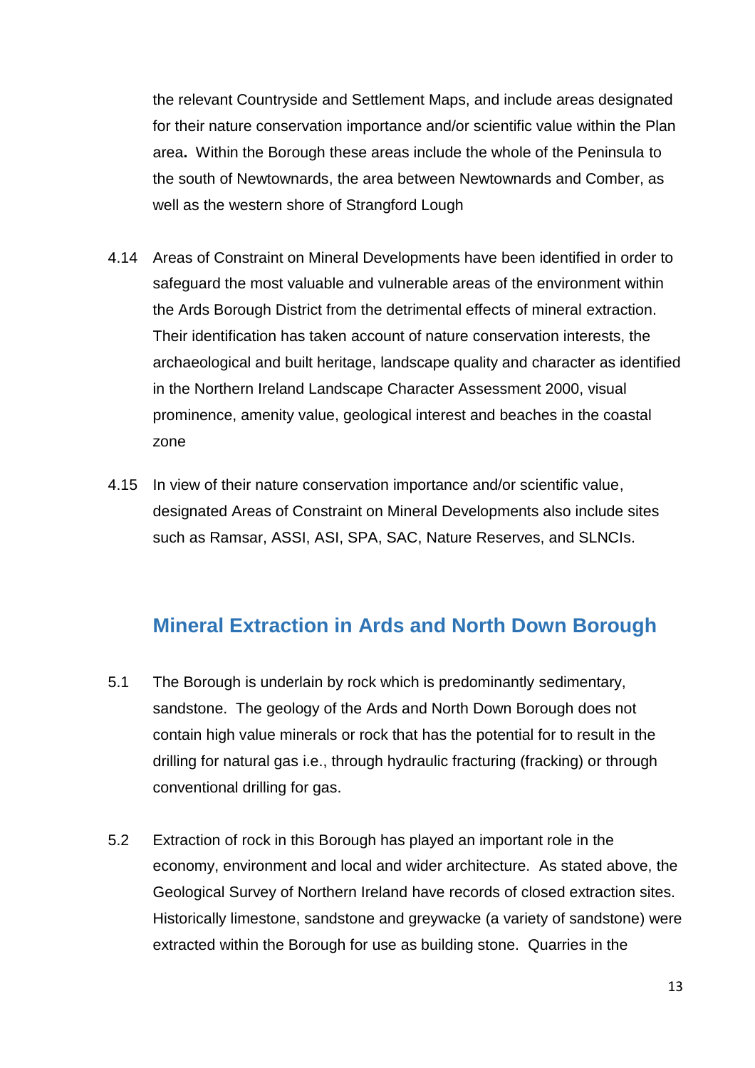the relevant Countryside and Settlement Maps, and include areas designated for their nature conservation importance and/or scientific value within the Plan area**.** Within the Borough these areas include the whole of the Peninsula to the south of Newtownards, the area between Newtownards and Comber, as well as the western shore of Strangford Lough

4.14 Areas of Constraint on Mineral Developments have been identified in order to safeguard the most valuable and vulnerable areas of the environment within the Ards Borough District from the detrimental effects of mineral extraction. Their identification has taken account of nature conservation interests, the archaeological and built heritage, landscape quality and character as identified in the Northern Ireland Landscape Character Assessment 2000, visual prominence, amenity value, geological interest and beaches in the coastal zone

4.15 In view of their nature conservation importance and/or scientific value, designated Areas of Constraint on Mineral Developments also include sites such as Ramsar, ASSI, ASI, SPA, SAC, Nature Reserves, and SLNCIs.

## Mineral Extraction in Ards and North Down Borough

5.1 The Borough is underlain by rock which is predominantly sedimentary, sandstone. The geology of the Ards and North Down Borough does not contain high value minerals or rock that has the potential for to result in the drilling for natural gas i.e., through hydraulic fracturing (fracking) or through conventional drilling for gas.

5.2 Extraction of rock in this Borough has played an important role in the economy, environment and local and wider architecture. As stated above, the Geological Survey of Northern Ireland have records of closed extraction sites. Historically limestone, sandstone and greywacke (a variety of sandstone) were extracted within the Borough for use as building stone. Quarries in the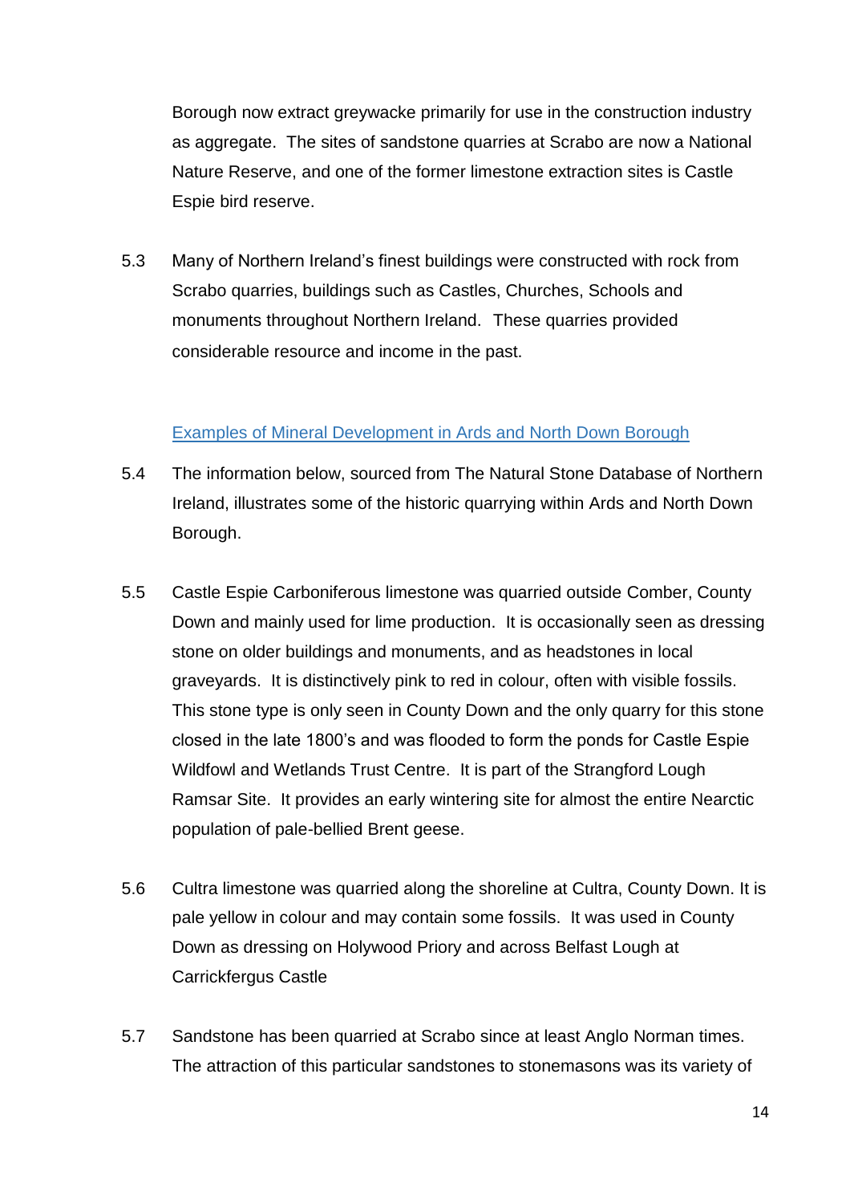Borough now extract greywacke primarily for use in the construction industry as aggregate. The sites of sandstone quarries at Scrabo are now a National Nature Reserve, and one of the former limestone extraction sites is Castle Espie bird reserve.

5.3 Many of Northern Ireland's finest buildings were constructed with rock from Scrabo quarries, buildings such as Castles, Churches, Schools and monuments throughout Northern Ireland. These quarries provided considerable resource and income in the past.

### Examples of Mineral Development in Ards and North Down Borough

5.4 The information below, sourced from The Natural Stone Database of Northern Ireland, illustrates some of the historic quarrying within Ards and North Down Borough.

5.5 Castle Espie Carboniferous limestone was quarried outside Comber, County Down and mainly used for lime production. It is occasionally seen as dressing stone on older buildings and monuments, and as headstones in local graveyards. It is distinctively pink to red in colour, often with visible fossils. This stone type is only seen in County Down and the only quarry for this stone closed in the late 1800's and was flooded to form the ponds for Castle Espie Wildfowl and Wetlands Trust Centre. It is part of the Strangford Lough Ramsar Site. It provides an early wintering site for almost the entire Nearctic population of pale-bellied Brent geese.

5.6 Cultra limestone was quarried along the shoreline at Cultra, County Down. It is pale yellow in colour and may contain some fossils. It was used in County Down as dressing on Holywood Priory and across Belfast Lough at Carrickfergus Castle

5.7 Sandstone has been quarried at Scrabo since at least Anglo Norman times. The attraction of this particular sandstones to stonemasons was its variety of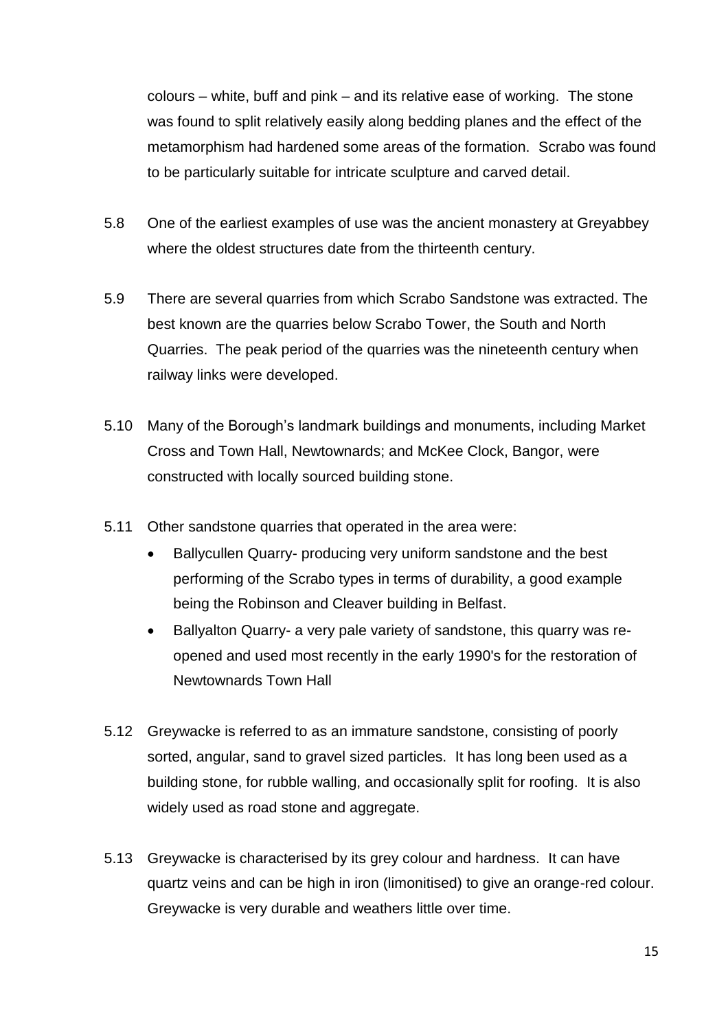colours – white, buff and pink – and its relative ease of working. The stone was found to split relatively easily along bedding planes and the effect of the metamorphism had hardened some areas of the formation. Scrabo was found to be particularly suitable for intricate sculpture and carved detail.

5.8 One of the earliest examples of use was the ancient monastery at Greyabbey where the oldest structures date from the thirteenth century.

5.9 There are several quarries from which Scrabo Sandstone was extracted. The best known are the quarries below Scrabo Tower, the South and North Quarries. The peak period of the quarries was the nineteenth century when railway links were developed.

5.10 Many of the Borough's landmark buildings and monuments, including Market Cross and Town Hall, Newtownards; and McKee Clock, Bangor, were constructed with locally sourced building stone.

5.11 Other sandstone quarries that operated in the area were:

- Ballycullen Quarry- producing very uniform sandstone and the best performing of the Scrabo types in terms of durability, a good example being the Robinson and Cleaver building in Belfast.
- Ballyalton Quarry- a very pale variety of sandstone, this quarry was re-opened and used most recently in the early 1990's for the restoration of Newtownards Town Hall

5.12 Greywacke is referred to as an immature sandstone, consisting of poorly sorted, angular, sand to gravel sized particles. It has long been used as a building stone, for rubble walling, and occasionally split for roofing. It is also widely used as road stone and aggregate.

5.13 Greywacke is characterised by its grey colour and hardness. It can have quartz veins and can be high in iron (limonitised) to give an orange-red colour. Greywacke is very durable and weathers little over time.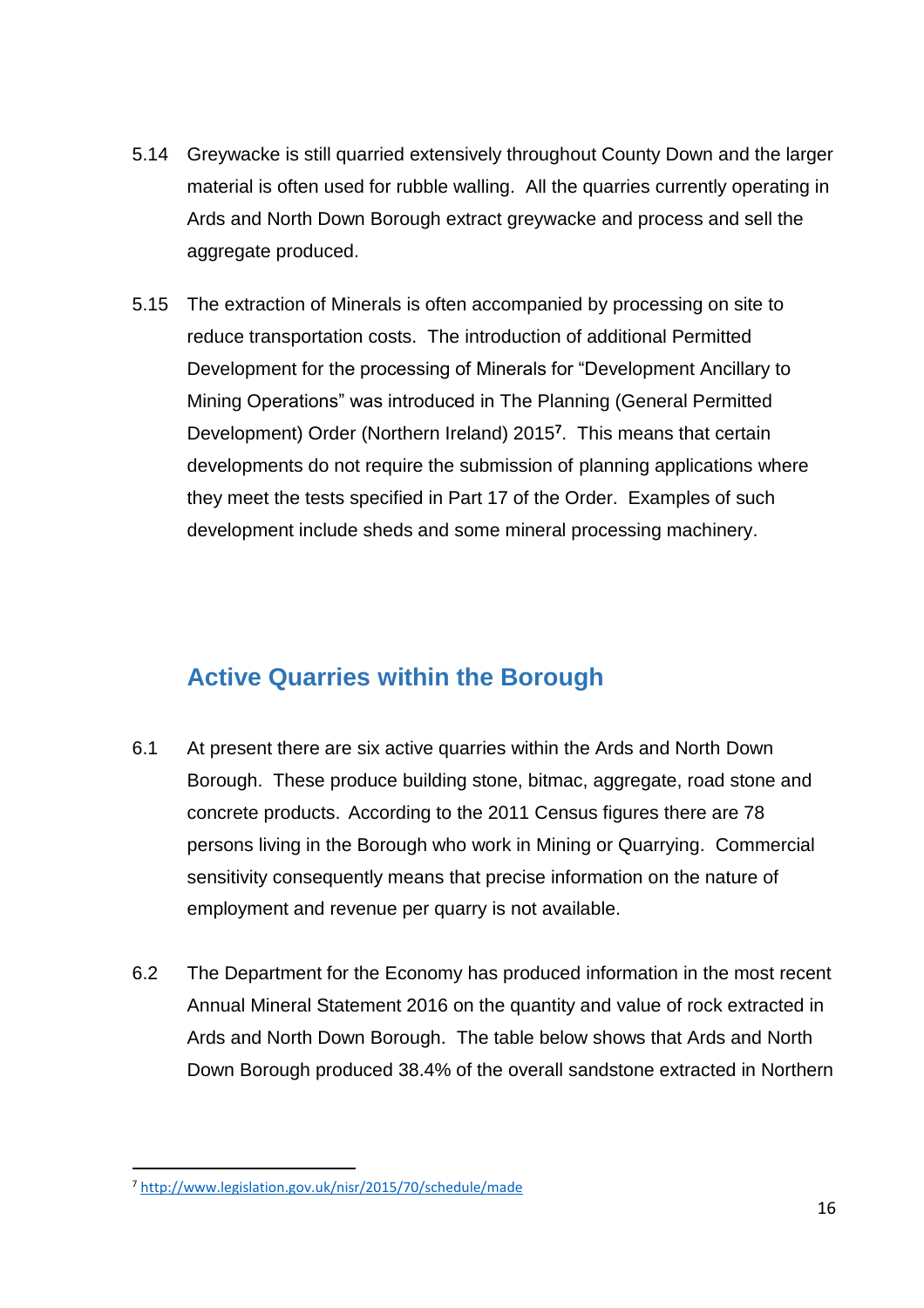5.14 Greywacke is still quarried extensively throughout County Down and the larger material is often used for rubble walling. All the quarries currently operating in Ards and North Down Borough extract greywacke and process and sell the aggregate produced.

5.15 The extraction of Minerals is often accompanied by processing on site to reduce transportation costs. The introduction of additional Permitted Development for the processing of Minerals for "Development Ancillary to Mining Operations" was introduced in The Planning (General Permitted Development) Order (Northern Ireland) 2015[7]. This means that certain developments do not require the submission of planning applications where they meet the tests specified in Part 17 of the Order. Examples of such development include sheds and some mineral processing machinery.

## Active Quarries within the Borough

6.1 At present there are six active quarries within the Ards and North Down Borough. These produce building stone, bitmac, aggregate, road stone and concrete products. According to the 2011 Census figures there are 78 persons living in the Borough who work in Mining or Quarrying. Commercial sensitivity consequently means that precise information on the nature of employment and revenue per quarry is not available.

6.2 The Department for the Economy has produced information in the most recent Annual Mineral Statement 2016 on the quantity and value of rock extracted in Ards and North Down Borough. The table below shows that Ards and North Down Borough produced 38.4% of the overall sandstone extracted in Northern

---

[7] http://www.legislation.gov.uk/nisr/2015/70/schedule/made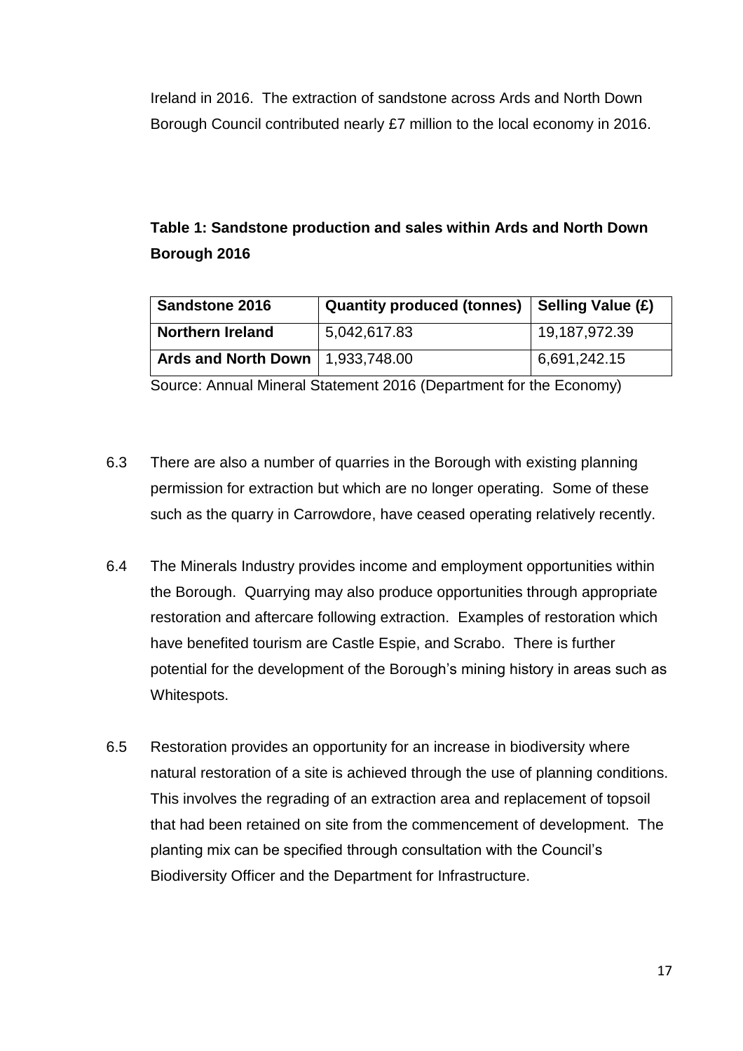Ireland in 2016. The extraction of sandstone across Ards and North Down Borough Council contributed nearly £7 million to the local economy in 2016.

**Table 1: Sandstone production and sales within Ards and North Down Borough 2016**

| Sandstone 2016 | Quantity produced (tonnes) | Selling Value (£) |
|---|---|---|
| **Northern Ireland** | 5,042,617.83 | 19,187,972.39 |
| **Ards and North Down** | 1,933,748.00 | 6,691,242.15 |

Source: Annual Mineral Statement 2016 (Department for the Economy)

6.3 There are also a number of quarries in the Borough with existing planning permission for extraction but which are no longer operating. Some of these such as the quarry in Carrowdore, have ceased operating relatively recently.

6.4 The Minerals Industry provides income and employment opportunities within the Borough. Quarrying may also produce opportunities through appropriate restoration and aftercare following extraction. Examples of restoration which have benefited tourism are Castle Espie, and Scrabo. There is further potential for the development of the Borough's mining history in areas such as Whitespots.

6.5 Restoration provides an opportunity for an increase in biodiversity where natural restoration of a site is achieved through the use of planning conditions. This involves the regrading of an extraction area and replacement of topsoil that had been retained on site from the commencement of development. The planting mix can be specified through consultation with the Council's Biodiversity Officer and the Department for Infrastructure.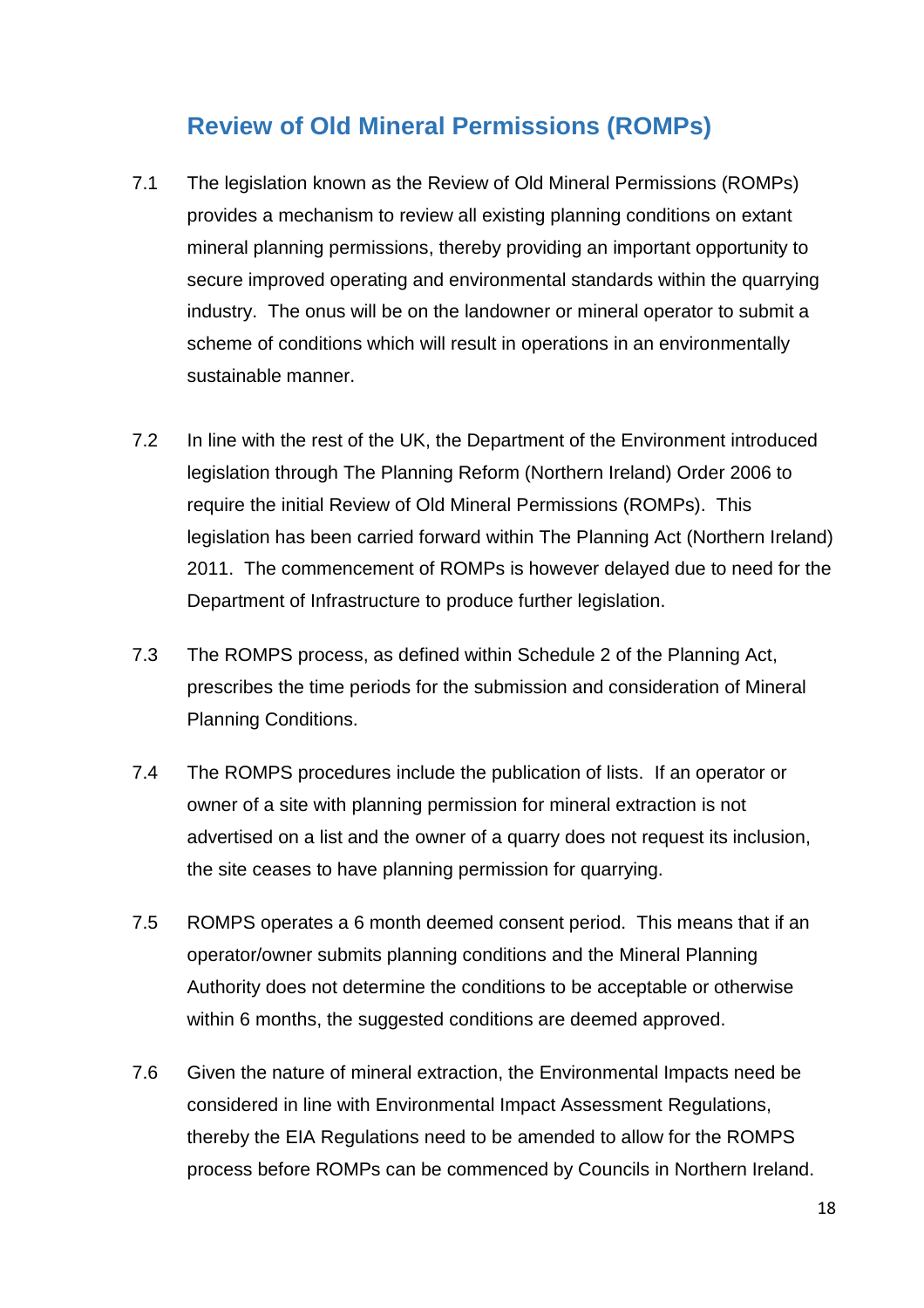## Review of Old Mineral Permissions (ROMPs)

7.1 The legislation known as the Review of Old Mineral Permissions (ROMPs) provides a mechanism to review all existing planning conditions on extant mineral planning permissions, thereby providing an important opportunity to secure improved operating and environmental standards within the quarrying industry. The onus will be on the landowner or mineral operator to submit a scheme of conditions which will result in operations in an environmentally sustainable manner.

7.2 In line with the rest of the UK, the Department of the Environment introduced legislation through The Planning Reform (Northern Ireland) Order 2006 to require the initial Review of Old Mineral Permissions (ROMPs). This legislation has been carried forward within The Planning Act (Northern Ireland) 2011. The commencement of ROMPs is however delayed due to need for the Department of Infrastructure to produce further legislation.

7.3 The ROMPS process, as defined within Schedule 2 of the Planning Act, prescribes the time periods for the submission and consideration of Mineral Planning Conditions.

7.4 The ROMPS procedures include the publication of lists. If an operator or owner of a site with planning permission for mineral extraction is not advertised on a list and the owner of a quarry does not request its inclusion, the site ceases to have planning permission for quarrying.

7.5 ROMPS operates a 6 month deemed consent period. This means that if an operator/owner submits planning conditions and the Mineral Planning Authority does not determine the conditions to be acceptable or otherwise within 6 months, the suggested conditions are deemed approved.

7.6 Given the nature of mineral extraction, the Environmental Impacts need be considered in line with Environmental Impact Assessment Regulations, thereby the EIA Regulations need to be amended to allow for the ROMPS process before ROMPs can be commenced by Councils in Northern Ireland.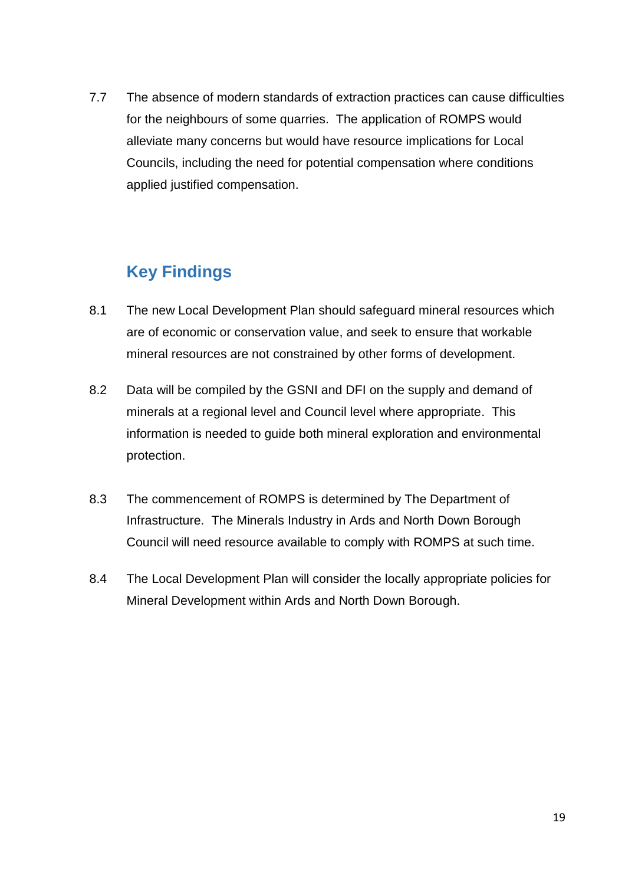7.7 The absence of modern standards of extraction practices can cause difficulties for the neighbours of some quarries. The application of ROMPS would alleviate many concerns but would have resource implications for Local Councils, including the need for potential compensation where conditions applied justified compensation.

## Key Findings

8.1 The new Local Development Plan should safeguard mineral resources which are of economic or conservation value, and seek to ensure that workable mineral resources are not constrained by other forms of development.

8.2 Data will be compiled by the GSNI and DFI on the supply and demand of minerals at a regional level and Council level where appropriate. This information is needed to guide both mineral exploration and environmental protection.

8.3 The commencement of ROMPS is determined by The Department of Infrastructure. The Minerals Industry in Ards and North Down Borough Council will need resource available to comply with ROMPS at such time.

8.4 The Local Development Plan will consider the locally appropriate policies for Mineral Development within Ards and North Down Borough.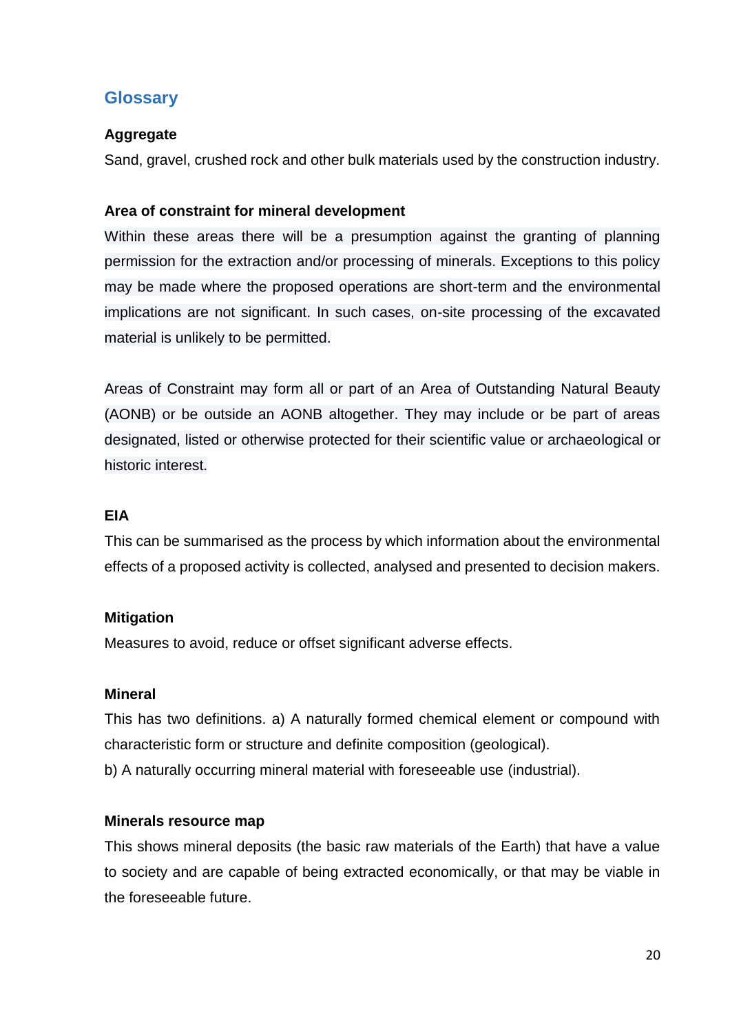## Glossary

### Aggregate

Sand, gravel, crushed rock and other bulk materials used by the construction industry.

### Area of constraint for mineral development

Within these areas there will be a presumption against the granting of planning permission for the extraction and/or processing of minerals. Exceptions to this policy may be made where the proposed operations are short-term and the environmental implications are not significant. In such cases, on-site processing of the excavated material is unlikely to be permitted.

Areas of Constraint may form all or part of an Area of Outstanding Natural Beauty (AONB) or be outside an AONB altogether. They may include or be part of areas designated, listed or otherwise protected for their scientific value or archaeological or historic interest.

### EIA

This can be summarised as the process by which information about the environmental effects of a proposed activity is collected, analysed and presented to decision makers.

### Mitigation

Measures to avoid, reduce or offset significant adverse effects.

### Mineral

This has two definitions. a) A naturally formed chemical element or compound with characteristic form or structure and definite composition (geological).

b) A naturally occurring mineral material with foreseeable use (industrial).

### Minerals resource map

This shows mineral deposits (the basic raw materials of the Earth) that have a value to society and are capable of being extracted economically, or that may be viable in the foreseeable future.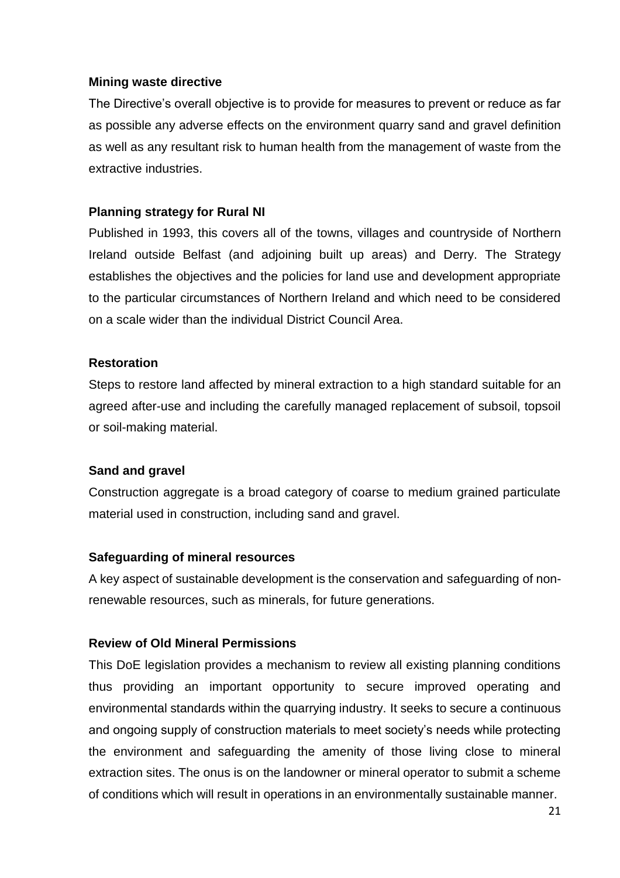**Mining waste directive**

The Directive's overall objective is to provide for measures to prevent or reduce as far as possible any adverse effects on the environment quarry sand and gravel definition as well as any resultant risk to human health from the management of waste from the extractive industries.

**Planning strategy for Rural NI**

Published in 1993, this covers all of the towns, villages and countryside of Northern Ireland outside Belfast (and adjoining built up areas) and Derry. The Strategy establishes the objectives and the policies for land use and development appropriate to the particular circumstances of Northern Ireland and which need to be considered on a scale wider than the individual District Council Area.

**Restoration**

Steps to restore land affected by mineral extraction to a high standard suitable for an agreed after-use and including the carefully managed replacement of subsoil, topsoil or soil-making material.

**Sand and gravel**

Construction aggregate is a broad category of coarse to medium grained particulate material used in construction, including sand and gravel.

**Safeguarding of mineral resources**

A key aspect of sustainable development is the conservation and safeguarding of non-renewable resources, such as minerals, for future generations.

**Review of Old Mineral Permissions**

This DoE legislation provides a mechanism to review all existing planning conditions thus providing an important opportunity to secure improved operating and environmental standards within the quarrying industry. It seeks to secure a continuous and ongoing supply of construction materials to meet society's needs while protecting the environment and safeguarding the amenity of those living close to mineral extraction sites. The onus is on the landowner or mineral operator to submit a scheme of conditions which will result in operations in an environmentally sustainable manner.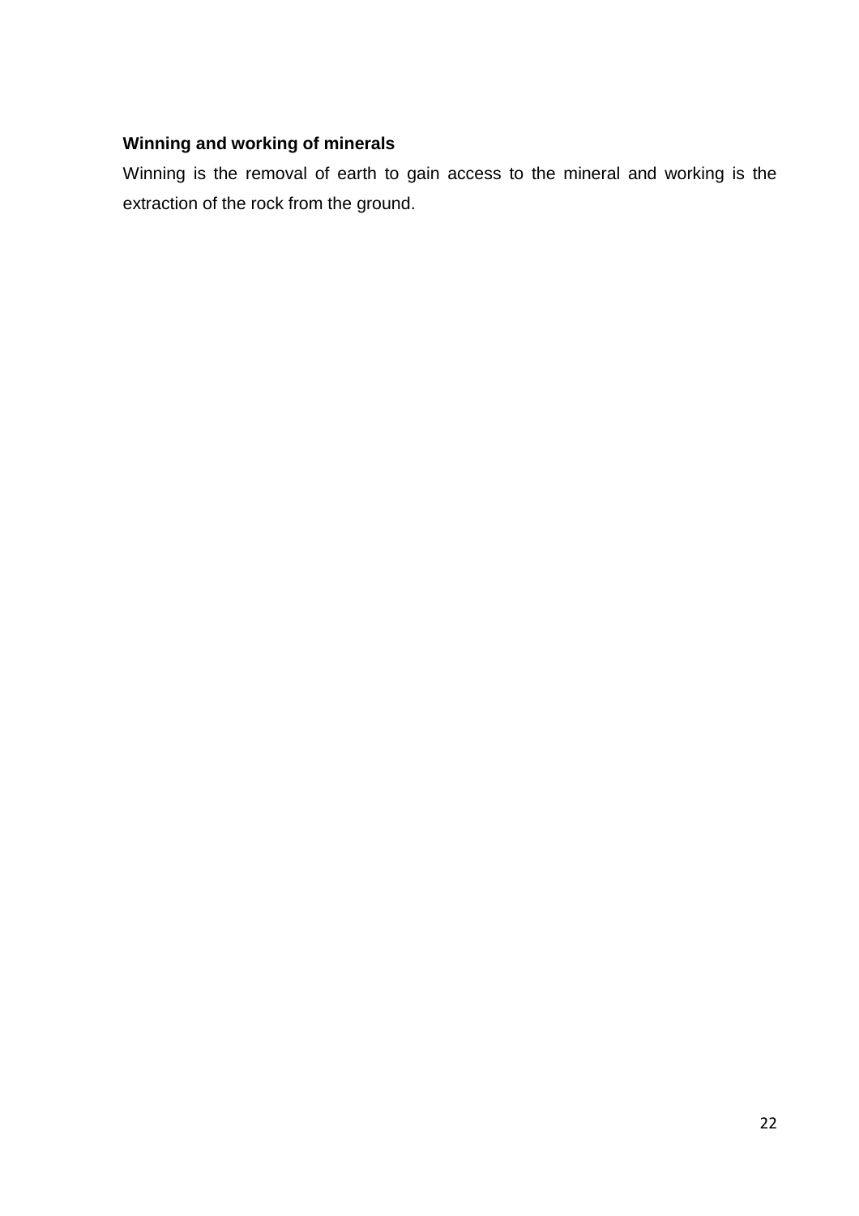**Winning and working of minerals**

Winning is the removal of earth to gain access to the mineral and working is the extraction of the rock from the ground.